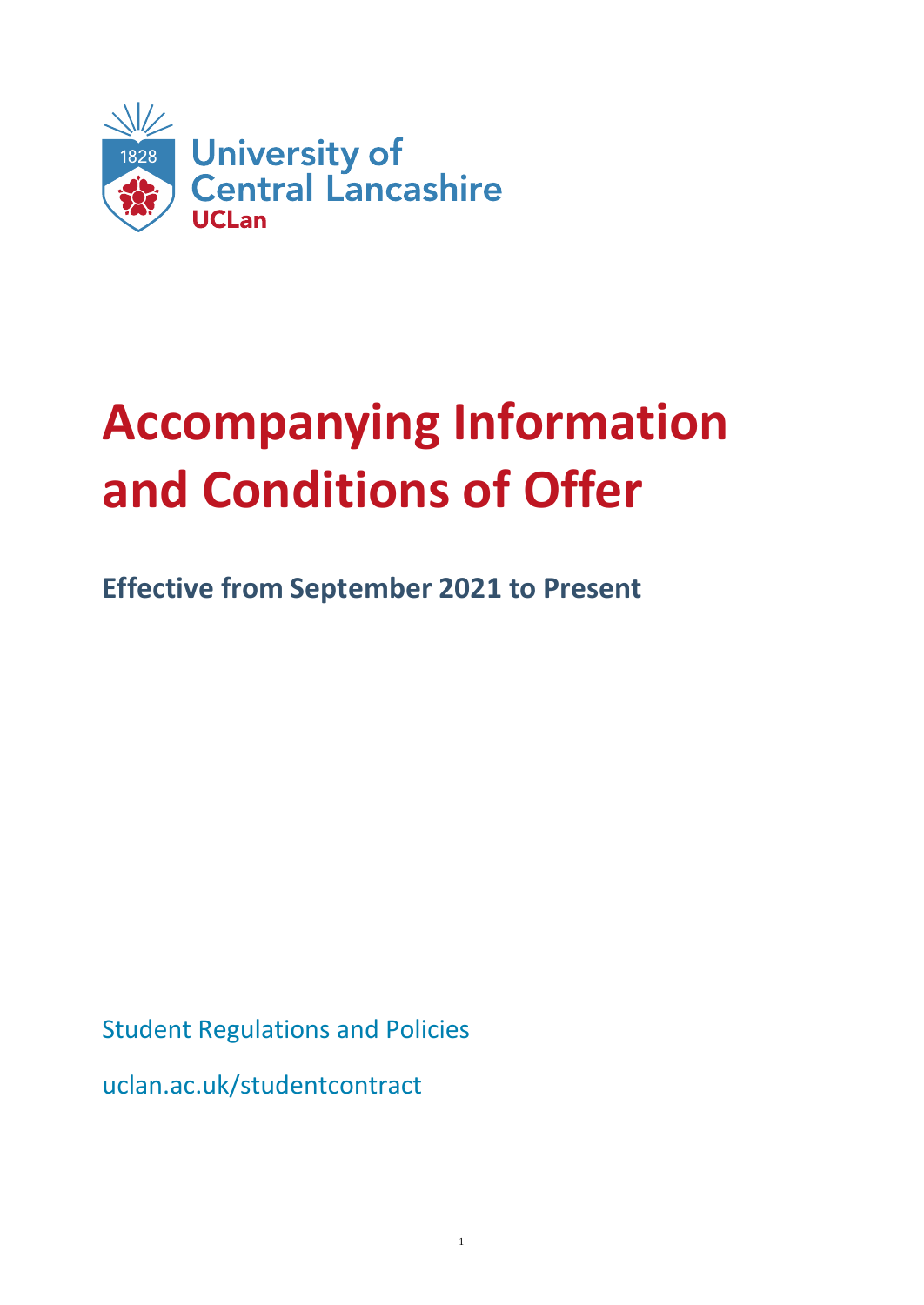University of Central Lancashire
UCLan

# Accompanying Information and Conditions of Offer

## Effective from September 2021 to Present

Student Regulations and Policies

uclan.ac.uk/studentcontract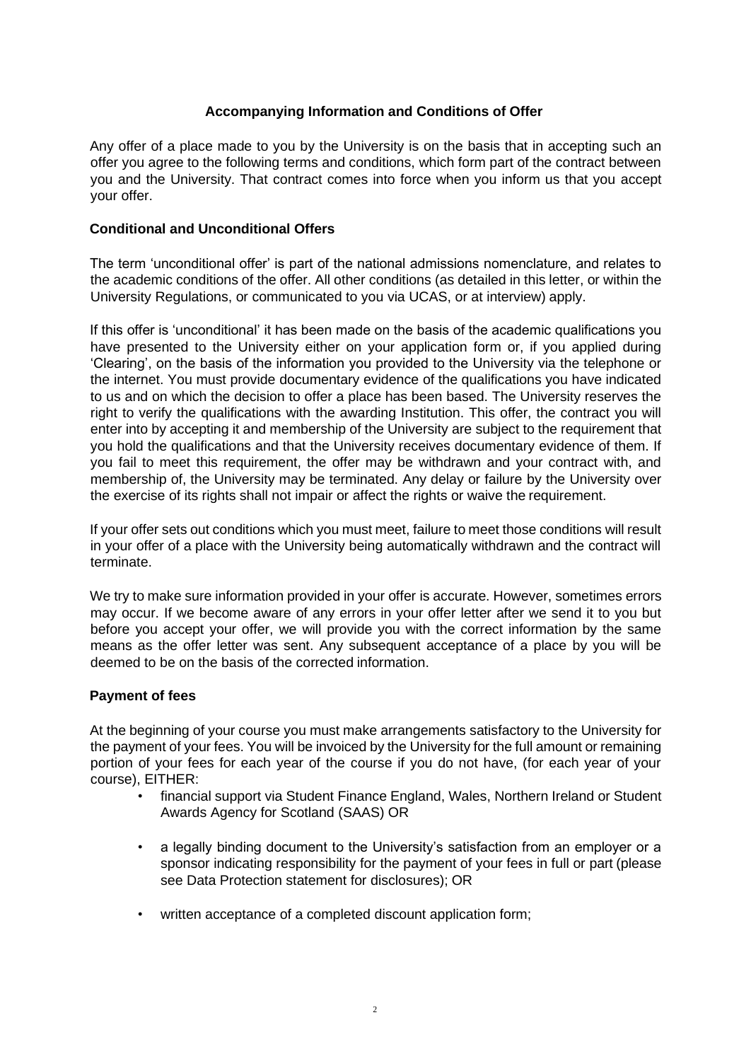## Accompanying Information and Conditions of Offer

Any offer of a place made to you by the University is on the basis that in accepting such an offer you agree to the following terms and conditions, which form part of the contract between you and the University. That contract comes into force when you inform us that you accept your offer.

### Conditional and Unconditional Offers

The term 'unconditional offer' is part of the national admissions nomenclature, and relates to the academic conditions of the offer. All other conditions (as detailed in this letter, or within the University Regulations, or communicated to you via UCAS, or at interview) apply.

If this offer is 'unconditional' it has been made on the basis of the academic qualifications you have presented to the University either on your application form or, if you applied during 'Clearing', on the basis of the information you provided to the University via the telephone or the internet. You must provide documentary evidence of the qualifications you have indicated to us and on which the decision to offer a place has been based. The University reserves the right to verify the qualifications with the awarding Institution. This offer, the contract you will enter into by accepting it and membership of the University are subject to the requirement that you hold the qualifications and that the University receives documentary evidence of them. If you fail to meet this requirement, the offer may be withdrawn and your contract with, and membership of, the University may be terminated. Any delay or failure by the University over the exercise of its rights shall not impair or affect the rights or waive the requirement.

If your offer sets out conditions which you must meet, failure to meet those conditions will result in your offer of a place with the University being automatically withdrawn and the contract will terminate.

We try to make sure information provided in your offer is accurate. However, sometimes errors may occur. If we become aware of any errors in your offer letter after we send it to you but before you accept your offer, we will provide you with the correct information by the same means as the offer letter was sent. Any subsequent acceptance of a place by you will be deemed to be on the basis of the corrected information.

### Payment of fees

At the beginning of your course you must make arrangements satisfactory to the University for the payment of your fees. You will be invoiced by the University for the full amount or remaining portion of your fees for each year of the course if you do not have, (for each year of your course), EITHER:

- financial support via Student Finance England, Wales, Northern Ireland or Student Awards Agency for Scotland (SAAS) OR
- a legally binding document to the University's satisfaction from an employer or a sponsor indicating responsibility for the payment of your fees in full or part (please see Data Protection statement for disclosures); OR
- written acceptance of a completed discount application form;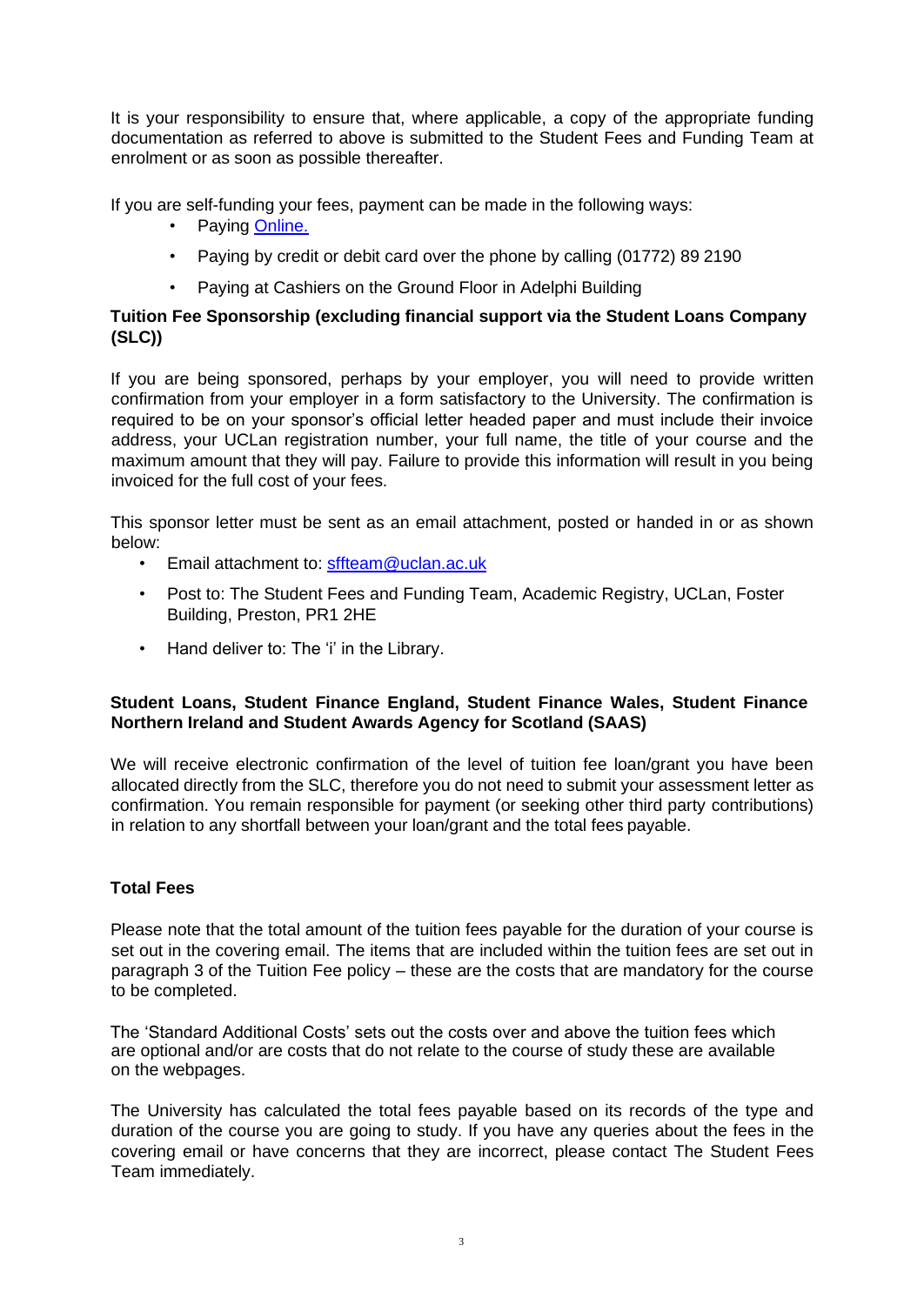It is your responsibility to ensure that, where applicable, a copy of the appropriate funding documentation as referred to above is submitted to the Student Fees and Funding Team at enrolment or as soon as possible thereafter.

If you are self-funding your fees, payment can be made in the following ways:

- Paying [Online.](Online.)
- Paying by credit or debit card over the phone by calling (01772) 89 2190
- Paying at Cashiers on the Ground Floor in Adelphi Building

**Tuition Fee Sponsorship (excluding financial support via the Student Loans Company (SLC))**

If you are being sponsored, perhaps by your employer, you will need to provide written confirmation from your employer in a form satisfactory to the University. The confirmation is required to be on your sponsor's official letter headed paper and must include their invoice address, your UCLan registration number, your full name, the title of your course and the maximum amount that they will pay. Failure to provide this information will result in you being invoiced for the full cost of your fees.

This sponsor letter must be sent as an email attachment, posted or handed in or as shown below:

- Email attachment to: sffteam@uclan.ac.uk
- Post to: The Student Fees and Funding Team, Academic Registry, UCLan, Foster Building, Preston, PR1 2HE
- Hand deliver to: The 'i' in the Library.

**Student Loans, Student Finance England, Student Finance Wales, Student Finance Northern Ireland and Student Awards Agency for Scotland (SAAS)**

We will receive electronic confirmation of the level of tuition fee loan/grant you have been allocated directly from the SLC, therefore you do not need to submit your assessment letter as confirmation. You remain responsible for payment (or seeking other third party contributions) in relation to any shortfall between your loan/grant and the total fees payable.

**Total Fees**

Please note that the total amount of the tuition fees payable for the duration of your course is set out in the covering email. The items that are included within the tuition fees are set out in paragraph 3 of the Tuition Fee policy – these are the costs that are mandatory for the course to be completed.

The 'Standard Additional Costs' sets out the costs over and above the tuition fees which are optional and/or are costs that do not relate to the course of study these are available on the webpages.

The University has calculated the total fees payable based on its records of the type and duration of the course you are going to study. If you have any queries about the fees in the covering email or have concerns that they are incorrect, please contact The Student Fees Team immediately.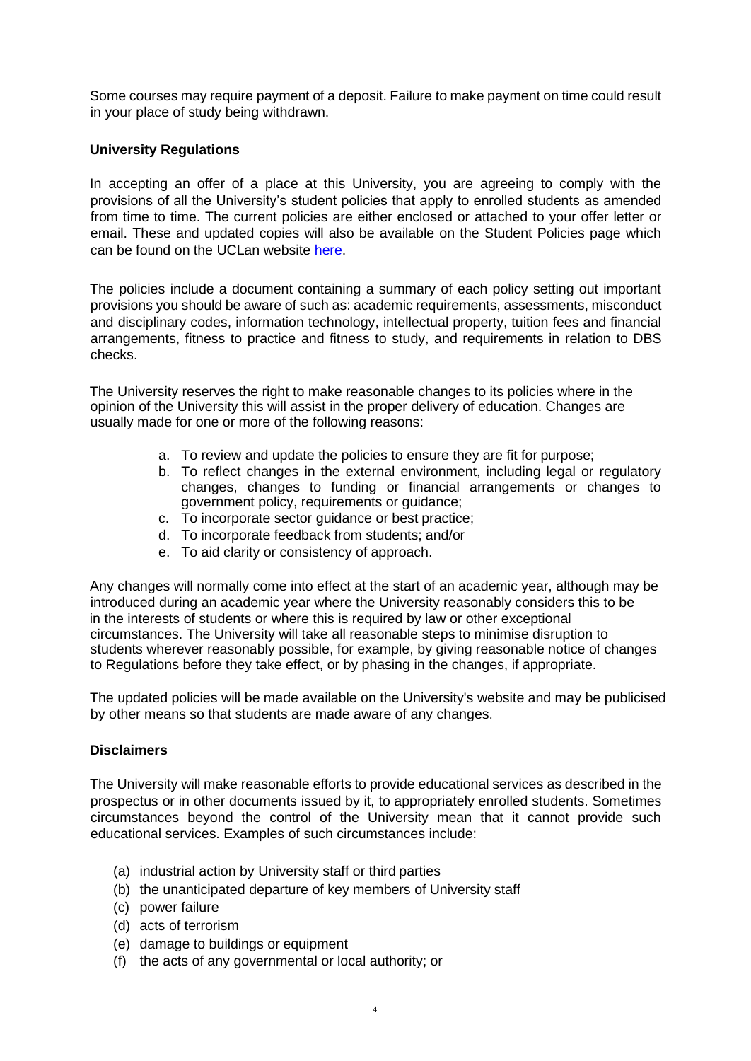Some courses may require payment of a deposit. Failure to make payment on time could result in your place of study being withdrawn.

**University Regulations**

In accepting an offer of a place at this University, you are agreeing to comply with the provisions of all the University's student policies that apply to enrolled students as amended from time to time. The current policies are either enclosed or attached to your offer letter or email. These and updated copies will also be available on the Student Policies page which can be found on the UCLan website here.

The policies include a document containing a summary of each policy setting out important provisions you should be aware of such as: academic requirements, assessments, misconduct and disciplinary codes, information technology, intellectual property, tuition fees and financial arrangements, fitness to practice and fitness to study, and requirements in relation to DBS checks.

The University reserves the right to make reasonable changes to its policies where in the opinion of the University this will assist in the proper delivery of education. Changes are usually made for one or more of the following reasons:

a. To review and update the policies to ensure they are fit for purpose;
b. To reflect changes in the external environment, including legal or regulatory changes, changes to funding or financial arrangements or changes to government policy, requirements or guidance;
c. To incorporate sector guidance or best practice;
d. To incorporate feedback from students; and/or
e. To aid clarity or consistency of approach.

Any changes will normally come into effect at the start of an academic year, although may be introduced during an academic year where the University reasonably considers this to be in the interests of students or where this is required by law or other exceptional circumstances. The University will take all reasonable steps to minimise disruption to students wherever reasonably possible, for example, by giving reasonable notice of changes to Regulations before they take effect, or by phasing in the changes, if appropriate.

The updated policies will be made available on the University's website and may be publicised by other means so that students are made aware of any changes.

**Disclaimers**

The University will make reasonable efforts to provide educational services as described in the prospectus or in other documents issued by it, to appropriately enrolled students. Sometimes circumstances beyond the control of the University mean that it cannot provide such educational services. Examples of such circumstances include:

(a) industrial action by University staff or third parties
(b) the unanticipated departure of key members of University staff
(c) power failure
(d) acts of terrorism
(e) damage to buildings or equipment
(f) the acts of any governmental or local authority; or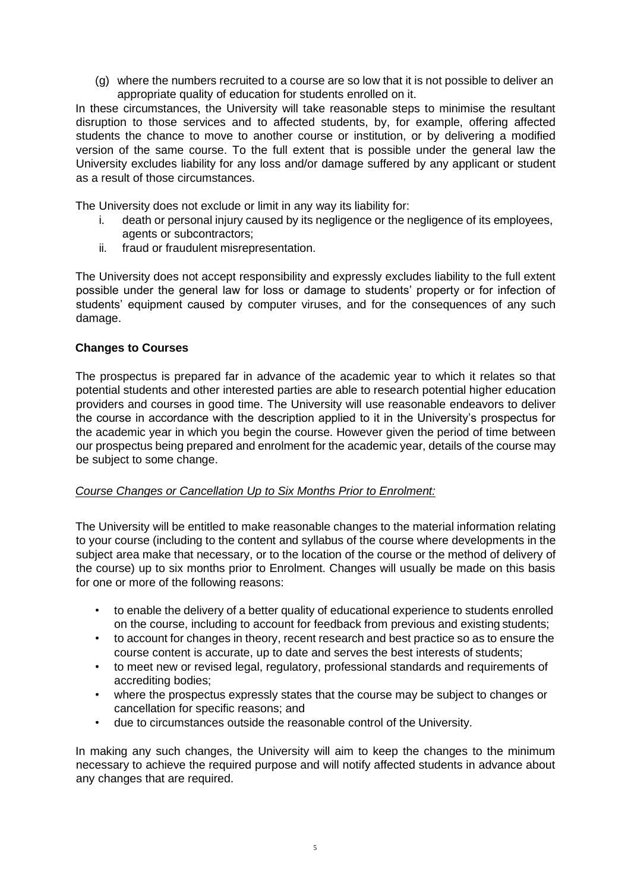(g) where the numbers recruited to a course are so low that it is not possible to deliver an appropriate quality of education for students enrolled on it.

In these circumstances, the University will take reasonable steps to minimise the resultant disruption to those services and to affected students, by, for example, offering affected students the chance to move to another course or institution, or by delivering a modified version of the same course. To the full extent that is possible under the general law the University excludes liability for any loss and/or damage suffered by any applicant or student as a result of those circumstances.

The University does not exclude or limit in any way its liability for:

i. death or personal injury caused by its negligence or the negligence of its employees, agents or subcontractors;
ii. fraud or fraudulent misrepresentation.

The University does not accept responsibility and expressly excludes liability to the full extent possible under the general law for loss or damage to students' property or for infection of students' equipment caused by computer viruses, and for the consequences of any such damage.

**Changes to Courses**

The prospectus is prepared far in advance of the academic year to which it relates so that potential students and other interested parties are able to research potential higher education providers and courses in good time. The University will use reasonable endeavors to deliver the course in accordance with the description applied to it in the University's prospectus for the academic year in which you begin the course. However given the period of time between our prospectus being prepared and enrolment for the academic year, details of the course may be subject to some change.

*Course Changes or Cancellation Up to Six Months Prior to Enrolment:*

The University will be entitled to make reasonable changes to the material information relating to your course (including to the content and syllabus of the course where developments in the subject area make that necessary, or to the location of the course or the method of delivery of the course) up to six months prior to Enrolment. Changes will usually be made on this basis for one or more of the following reasons:

- to enable the delivery of a better quality of educational experience to students enrolled on the course, including to account for feedback from previous and existing students;
- to account for changes in theory, recent research and best practice so as to ensure the course content is accurate, up to date and serves the best interests of students;
- to meet new or revised legal, regulatory, professional standards and requirements of accrediting bodies;
- where the prospectus expressly states that the course may be subject to changes or cancellation for specific reasons; and
- due to circumstances outside the reasonable control of the University.

In making any such changes, the University will aim to keep the changes to the minimum necessary to achieve the required purpose and will notify affected students in advance about any changes that are required.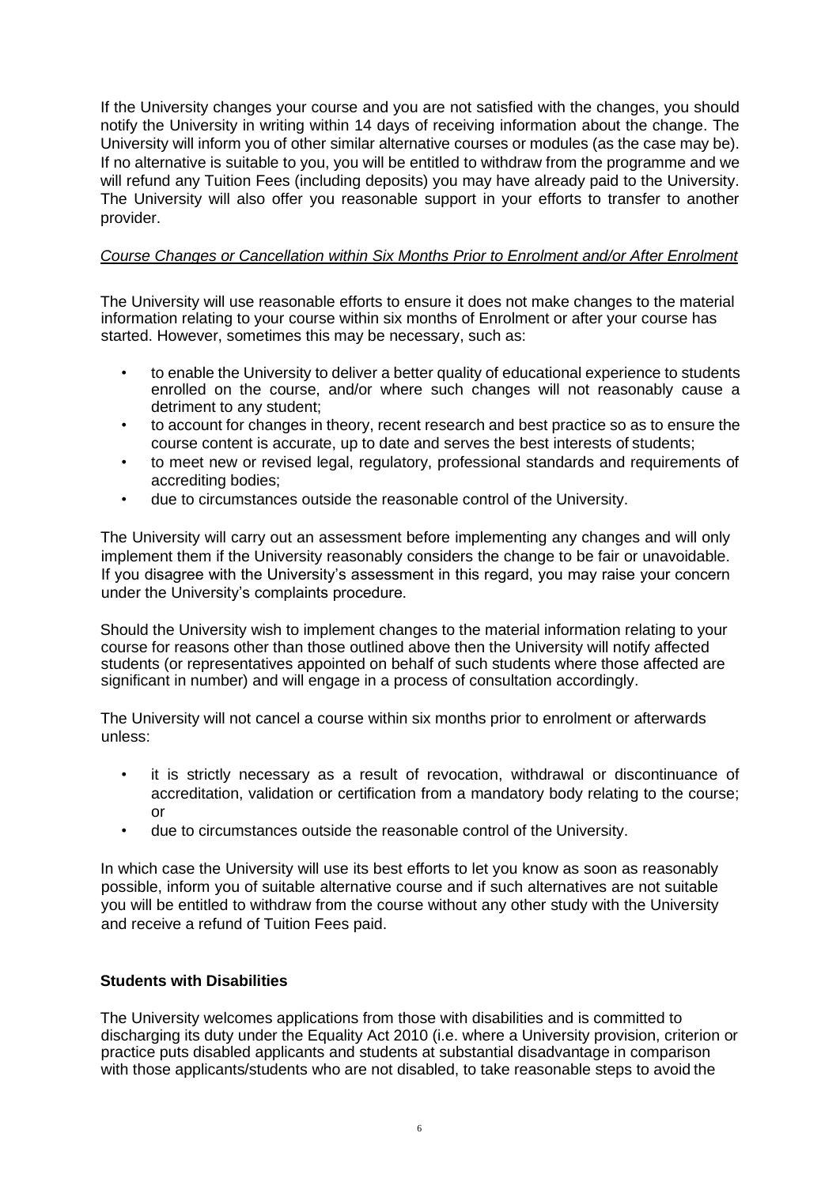If the University changes your course and you are not satisfied with the changes, you should notify the University in writing within 14 days of receiving information about the change. The University will inform you of other similar alternative courses or modules (as the case may be). If no alternative is suitable to you, you will be entitled to withdraw from the programme and we will refund any Tuition Fees (including deposits) you may have already paid to the University. The University will also offer you reasonable support in your efforts to transfer to another provider.

*Course Changes or Cancellation within Six Months Prior to Enrolment and/or After Enrolment*

The University will use reasonable efforts to ensure it does not make changes to the material information relating to your course within six months of Enrolment or after your course has started. However, sometimes this may be necessary, such as:

- to enable the University to deliver a better quality of educational experience to students enrolled on the course, and/or where such changes will not reasonably cause a detriment to any student;
- to account for changes in theory, recent research and best practice so as to ensure the course content is accurate, up to date and serves the best interests of students;
- to meet new or revised legal, regulatory, professional standards and requirements of accrediting bodies;
- due to circumstances outside the reasonable control of the University.

The University will carry out an assessment before implementing any changes and will only implement them if the University reasonably considers the change to be fair or unavoidable. If you disagree with the University's assessment in this regard, you may raise your concern under the University's complaints procedure.

Should the University wish to implement changes to the material information relating to your course for reasons other than those outlined above then the University will notify affected students (or representatives appointed on behalf of such students where those affected are significant in number) and will engage in a process of consultation accordingly.

The University will not cancel a course within six months prior to enrolment or afterwards unless:

- it is strictly necessary as a result of revocation, withdrawal or discontinuance of accreditation, validation or certification from a mandatory body relating to the course; or
- due to circumstances outside the reasonable control of the University.

In which case the University will use its best efforts to let you know as soon as reasonably possible, inform you of suitable alternative course and if such alternatives are not suitable you will be entitled to withdraw from the course without any other study with the University and receive a refund of Tuition Fees paid.

**Students with Disabilities**

The University welcomes applications from those with disabilities and is committed to discharging its duty under the Equality Act 2010 (i.e. where a University provision, criterion or practice puts disabled applicants and students at substantial disadvantage in comparison with those applicants/students who are not disabled, to take reasonable steps to avoid the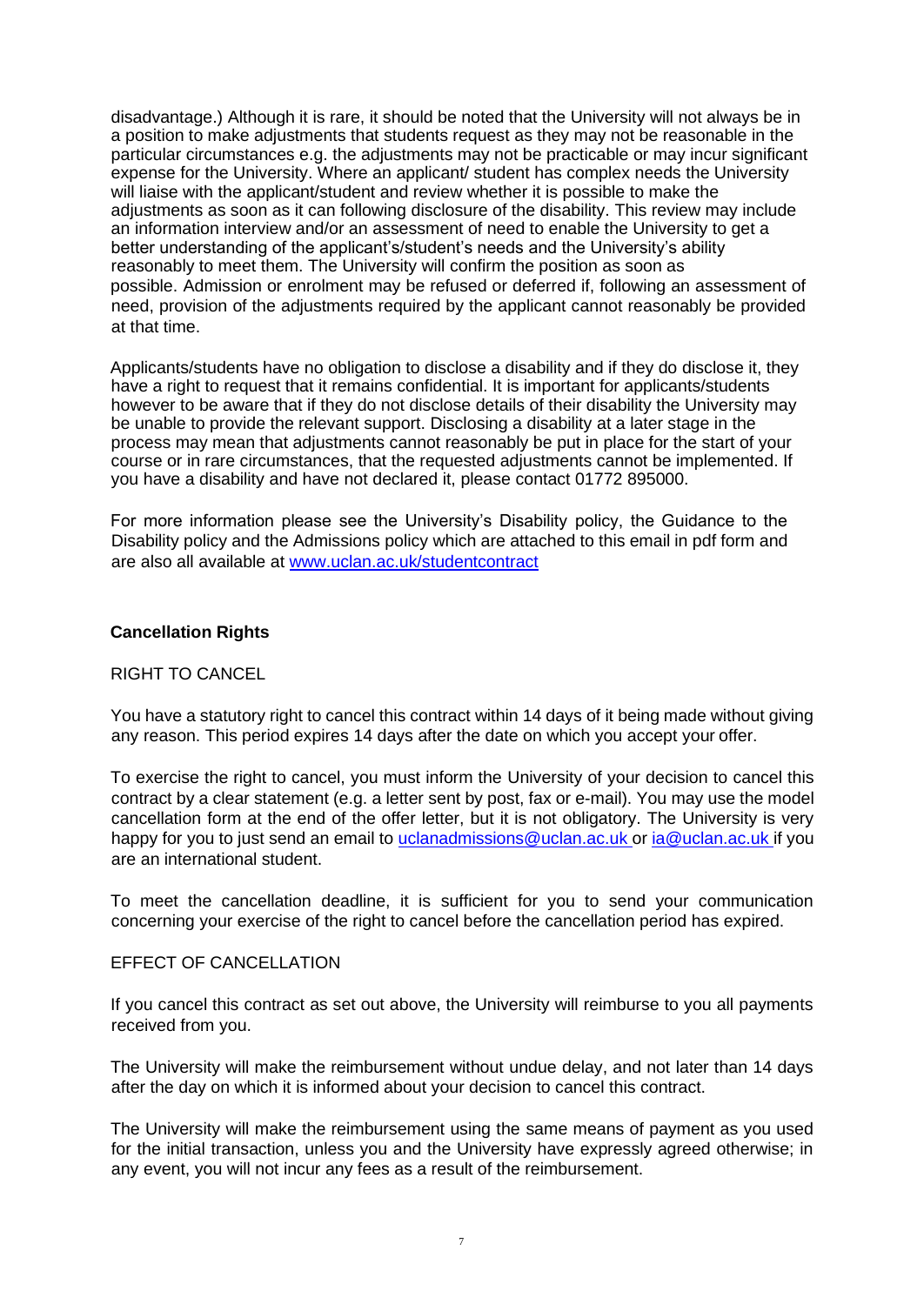disadvantage.) Although it is rare, it should be noted that the University will not always be in a position to make adjustments that students request as they may not be reasonable in the particular circumstances e.g. the adjustments may not be practicable or may incur significant expense for the University. Where an applicant/ student has complex needs the University will liaise with the applicant/student and review whether it is possible to make the adjustments as soon as it can following disclosure of the disability. This review may include an information interview and/or an assessment of need to enable the University to get a better understanding of the applicant's/student's needs and the University's ability reasonably to meet them. The University will confirm the position as soon as possible. Admission or enrolment may be refused or deferred if, following an assessment of need, provision of the adjustments required by the applicant cannot reasonably be provided at that time.

Applicants/students have no obligation to disclose a disability and if they do disclose it, they have a right to request that it remains confidential. It is important for applicants/students however to be aware that if they do not disclose details of their disability the University may be unable to provide the relevant support. Disclosing a disability at a later stage in the process may mean that adjustments cannot reasonably be put in place for the start of your course or in rare circumstances, that the requested adjustments cannot be implemented. If you have a disability and have not declared it, please contact 01772 895000.

For more information please see the University's Disability policy, the Guidance to the Disability policy and the Admissions policy which are attached to this email in pdf form and are also all available at [www.uclan.ac.uk/studentcontract](http://www.uclan.ac.uk/studentcontract)

**Cancellation Rights**

RIGHT TO CANCEL

You have a statutory right to cancel this contract within 14 days of it being made without giving any reason. This period expires 14 days after the date on which you accept your offer.

To exercise the right to cancel, you must inform the University of your decision to cancel this contract by a clear statement (e.g. a letter sent by post, fax or e-mail). You may use the model cancellation form at the end of the offer letter, but it is not obligatory. The University is very happy for you to just send an email to uclanadmissions@uclan.ac.uk or ia@uclan.ac.uk if you are an international student.

To meet the cancellation deadline, it is sufficient for you to send your communication concerning your exercise of the right to cancel before the cancellation period has expired.

EFFECT OF CANCELLATION

If you cancel this contract as set out above, the University will reimburse to you all payments received from you.

The University will make the reimbursement without undue delay, and not later than 14 days after the day on which it is informed about your decision to cancel this contract.

The University will make the reimbursement using the same means of payment as you used for the initial transaction, unless you and the University have expressly agreed otherwise; in any event, you will not incur any fees as a result of the reimbursement.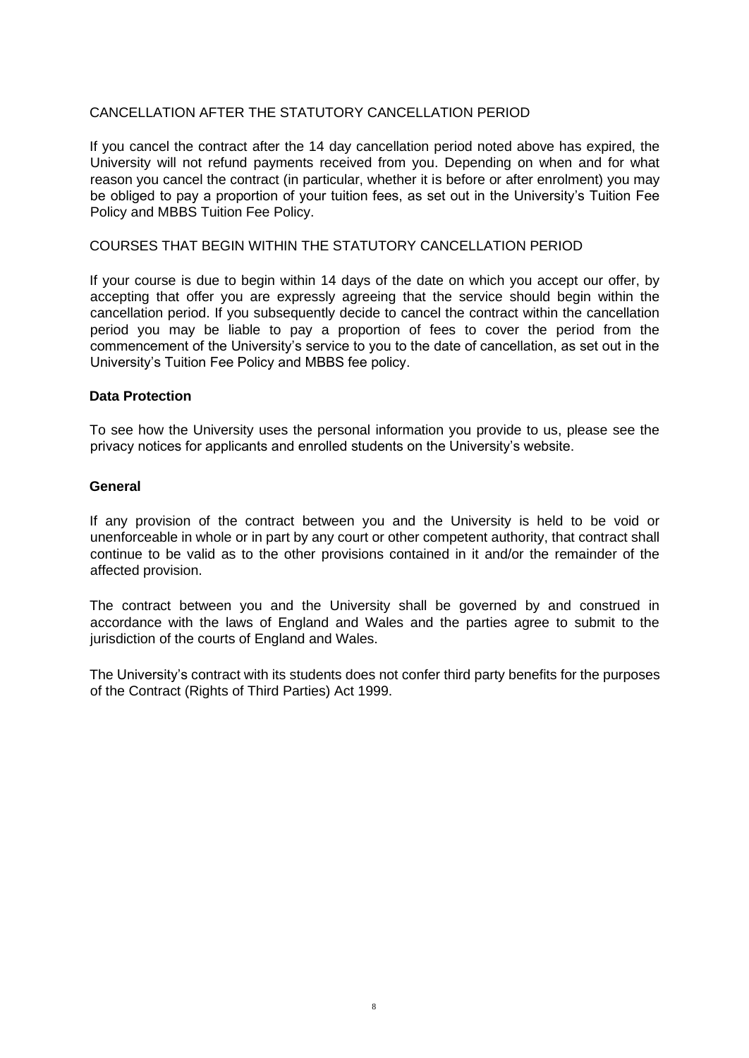### CANCELLATION AFTER THE STATUTORY CANCELLATION PERIOD

If you cancel the contract after the 14 day cancellation period noted above has expired, the University will not refund payments received from you. Depending on when and for what reason you cancel the contract (in particular, whether it is before or after enrolment) you may be obliged to pay a proportion of your tuition fees, as set out in the University's Tuition Fee Policy and MBBS Tuition Fee Policy.

### COURSES THAT BEGIN WITHIN THE STATUTORY CANCELLATION PERIOD

If your course is due to begin within 14 days of the date on which you accept our offer, by accepting that offer you are expressly agreeing that the service should begin within the cancellation period. If you subsequently decide to cancel the contract within the cancellation period you may be liable to pay a proportion of fees to cover the period from the commencement of the University's service to you to the date of cancellation, as set out in the University's Tuition Fee Policy and MBBS fee policy.

## Data Protection

To see how the University uses the personal information you provide to us, please see the privacy notices for applicants and enrolled students on the University's website.

## General

If any provision of the contract between you and the University is held to be void or unenforceable in whole or in part by any court or other competent authority, that contract shall continue to be valid as to the other provisions contained in it and/or the remainder of the affected provision.

The contract between you and the University shall be governed by and construed in accordance with the laws of England and Wales and the parties agree to submit to the jurisdiction of the courts of England and Wales.

The University's contract with its students does not confer third party benefits for the purposes of the Contract (Rights of Third Parties) Act 1999.